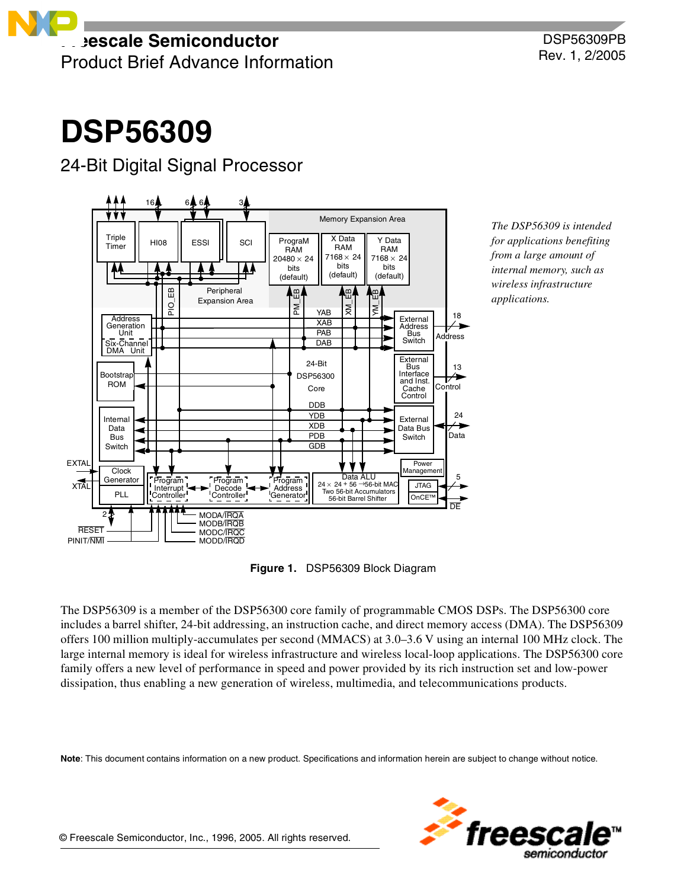Freescale Semiconductor
Product Brief Advance Information

DSP56309PB
Rev. 1, 2/2005

# DSP56309

## 24-Bit Digital Signal Processor

*The DSP56309 is intended for applications benefiting from a large amount of internal memory, such as wireless infrastructure applications.*

**Figure 1.** DSP56309 Block Diagram

The DSP56309 is a member of the DSP56300 core family of programmable CMOS DSPs. The DSP56300 core includes a barrel shifter, 24-bit addressing, an instruction cache, and direct memory access (DMA). The DSP56309 offers 100 million multiply-accumulates per second (MMACS) at 3.0–3.6 V using an internal 100 MHz clock. The large internal memory is ideal for wireless infrastructure and wireless local-loop applications. The DSP56300 core family offers a new level of performance in speed and power provided by its rich instruction set and low-power dissipation, thus enabling a new generation of wireless, multimedia, and telecommunications products.

**Note**: This document contains information on a new product. Specifications and information herein are subject to change without notice.

© Freescale Semiconductor, Inc., 1996, 2005. All rights reserved.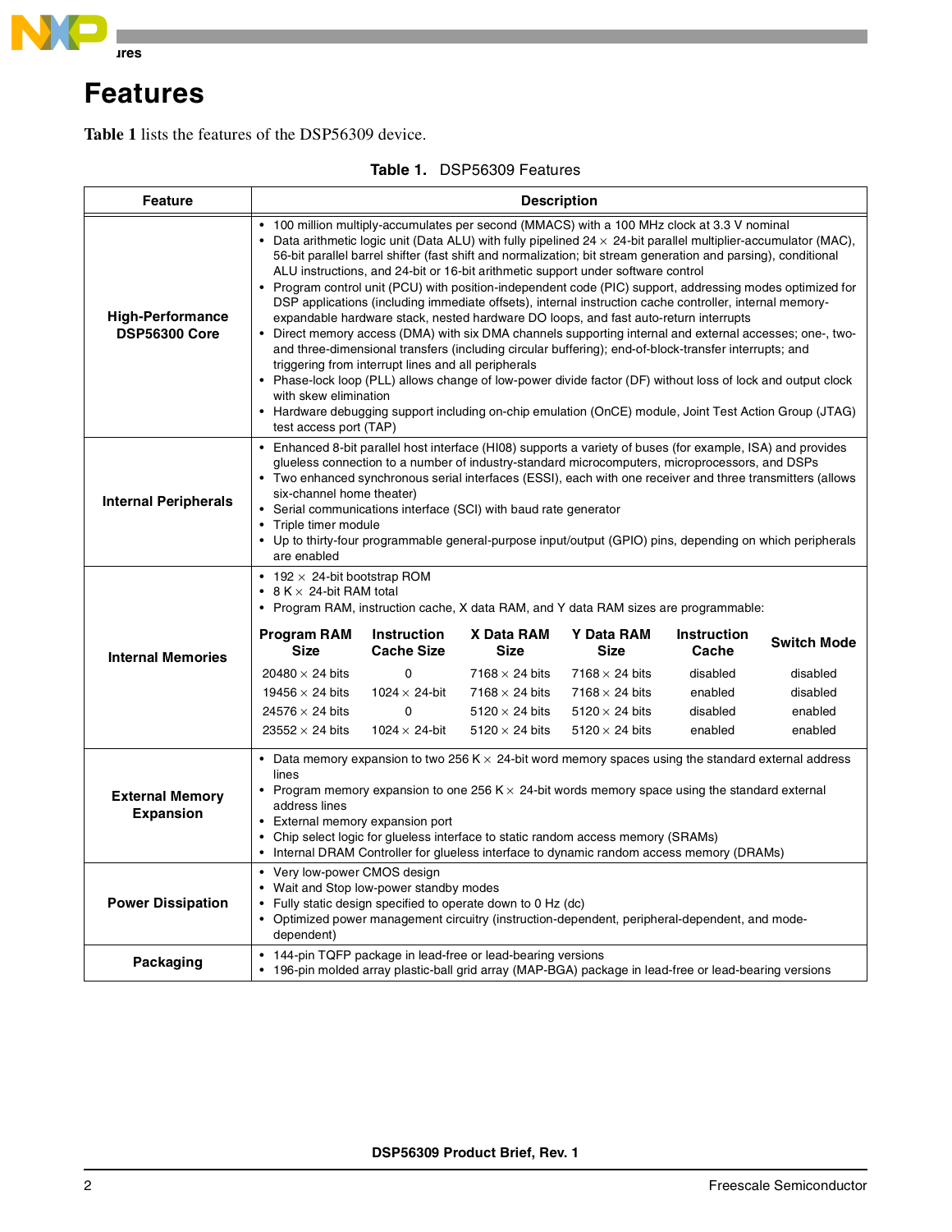# Features

**Table 1** lists the features of the DSP56309 device.

**Table 1.** DSP56309 Features

| Feature | Description |
|---|---|
| **High-Performance DSP56300 Core** | • 100 million multiply-accumulates per second (MMACS) with a 100 MHz clock at 3.3 V nominal<br>• Data arithmetic logic unit (Data ALU) with fully pipelined 24 × 24-bit parallel multiplier-accumulator (MAC), 56-bit parallel barrel shifter (fast shift and normalization; bit stream generation and parsing), conditional ALU instructions, and 24-bit or 16-bit arithmetic support under software control<br>• Program control unit (PCU) with position-independent code (PIC) support, addressing modes optimized for DSP applications (including immediate offsets), internal instruction cache controller, internal memory-expandable hardware stack, nested hardware DO loops, and fast auto-return interrupts<br>• Direct memory access (DMA) with six DMA channels supporting internal and external accesses; one-, two- and three-dimensional transfers (including circular buffering); end-of-block-transfer interrupts; and triggering from interrupt lines and all peripherals<br>• Phase-lock loop (PLL) allows change of low-power divide factor (DF) without loss of lock and output clock with skew elimination<br>• Hardware debugging support including on-chip emulation (OnCE) module, Joint Test Action Group (JTAG) test access port (TAP) |
| **Internal Peripherals** | • Enhanced 8-bit parallel host interface (HI08) supports a variety of buses (for example, ISA) and provides glueless connection to a number of industry-standard microcomputers, microprocessors, and DSPs<br>• Two enhanced synchronous serial interfaces (ESSI), each with one receiver and three transmitters (allows six-channel home theater)<br>• Serial communications interface (SCI) with baud rate generator<br>• Triple timer module<br>• Up to thirty-four programmable general-purpose input/output (GPIO) pins, depending on which peripherals are enabled |
| **Internal Memories** | • 192 × 24-bit bootstrap ROM<br>• 8 K × 24-bit RAM total<br>• Program RAM, instruction cache, X data RAM, and Y data RAM sizes are programmable: |
| **External Memory Expansion** | • Data memory expansion to two 256 K × 24-bit word memory spaces using the standard external address lines<br>• Program memory expansion to one 256 K × 24-bit words memory space using the standard external address lines<br>• External memory expansion port<br>• Chip select logic for glueless interface to static random access memory (SRAMs)<br>• Internal DRAM Controller for glueless interface to dynamic random access memory (DRAMs) |
| **Power Dissipation** | • Very low-power CMOS design<br>• Wait and Stop low-power standby modes<br>• Fully static design specified to operate down to 0 Hz (dc)<br>• Optimized power management circuitry (instruction-dependent, peripheral-dependent, and mode-dependent) |
| **Packaging** | • 144-pin TQFP package in lead-free or lead-bearing versions<br>• 196-pin molded array plastic-ball grid array (MAP-BGA) package in lead-free or lead-bearing versions |

Internal Memories — programmable sizes:

| Program RAM Size | Instruction Cache Size | X Data RAM Size | Y Data RAM Size | Instruction Cache | Switch Mode |
|---|---|---|---|---|---|
| 20480 × 24 bits | 0 | 7168 × 24 bits | 7168 × 24 bits | disabled | disabled |
| 19456 × 24 bits | 1024 × 24-bit | 7168 × 24 bits | 7168 × 24 bits | enabled | disabled |
| 24576 × 24 bits | 0 | 5120 × 24 bits | 5120 × 24 bits | disabled | enabled |
| 23552 × 24 bits | 1024 × 24-bit | 5120 × 24 bits | 5120 × 24 bits | enabled | enabled |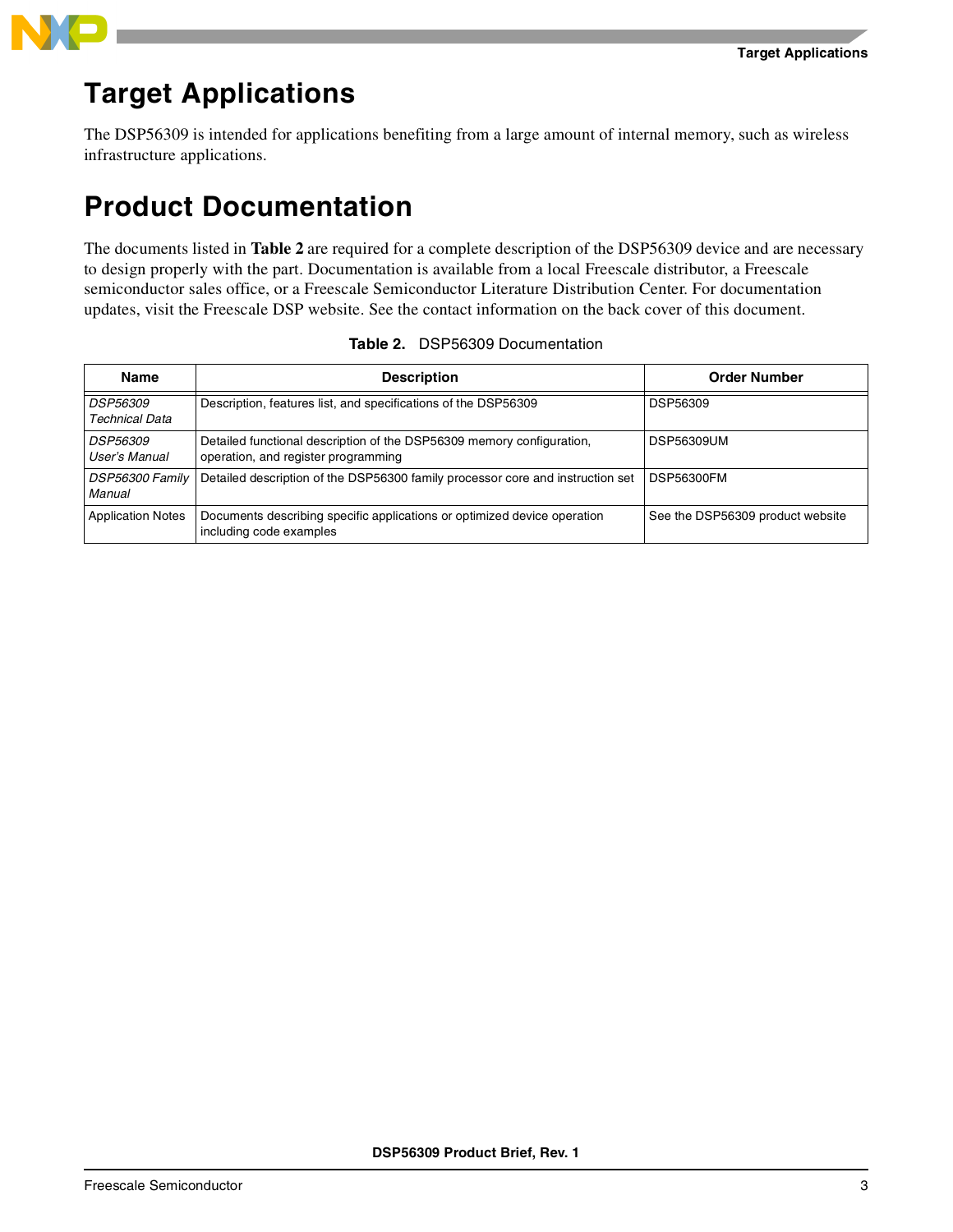# Target Applications

The DSP56309 is intended for applications benefiting from a large amount of internal memory, such as wireless infrastructure applications.

# Product Documentation

The documents listed in **Table 2** are required for a complete description of the DSP56309 device and are necessary to design properly with the part. Documentation is available from a local Freescale distributor, a Freescale semiconductor sales office, or a Freescale Semiconductor Literature Distribution Center. For documentation updates, visit the Freescale DSP website. See the contact information on the back cover of this document.

**Table 2.** DSP56309 Documentation

| Name | Description | Order Number |
|---|---|---|
| *DSP56309 Technical Data* | Description, features list, and specifications of the DSP56309 | DSP56309 |
| *DSP56309 User's Manual* | Detailed functional description of the DSP56309 memory configuration, operation, and register programming | DSP56309UM |
| *DSP56300 Family Manual* | Detailed description of the DSP56300 family processor core and instruction set | DSP56300FM |
| Application Notes | Documents describing specific applications or optimized device operation including code examples | See the DSP56309 product website |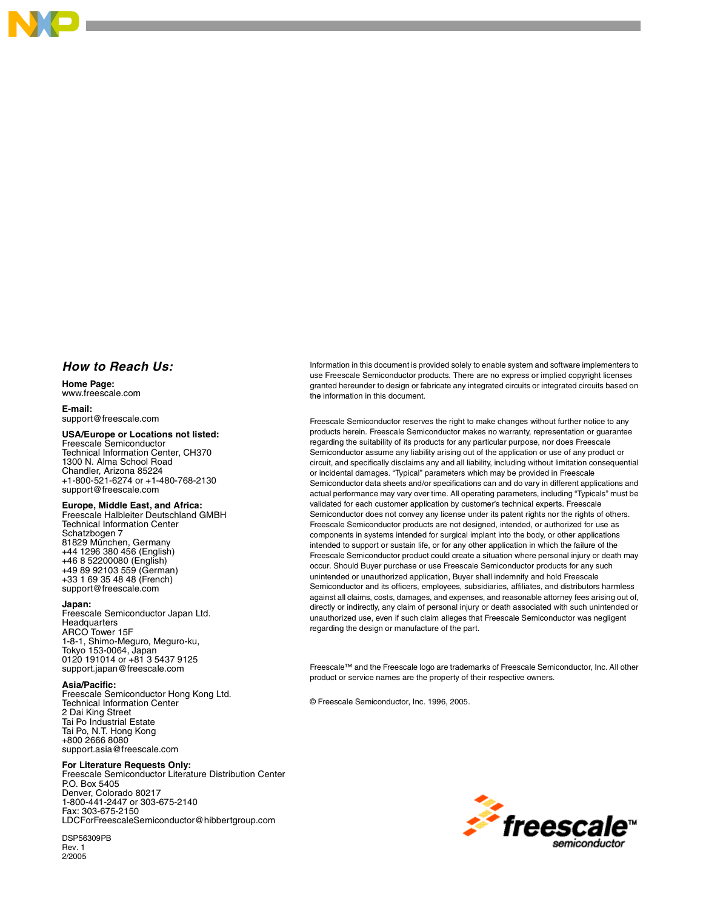## *How to Reach Us:*

**Home Page:**
www.freescale.com

**E-mail:**
support@freescale.com

**USA/Europe or Locations not listed:**
Freescale Semiconductor
Technical Information Center, CH370
1300 N. Alma School Road
Chandler, Arizona 85224
+1-800-521-6274 or +1-480-768-2130
support@freescale.com

**Europe, Middle East, and Africa:**
Freescale Halbleiter Deutschland GMBH
Technical Information Center
Schatzbogen 7
81829 München, Germany
+44 1296 380 456 (English)
+46 8 52200080 (English)
+49 89 92103 559 (German)
+33 1 69 35 48 48 (French)
support@freescale.com

**Japan:**
Freescale Semiconductor Japan Ltd.
Headquarters
ARCO Tower 15F
1-8-1, Shimo-Meguro, Meguro-ku,
Tokyo 153-0064, Japan
0120 191014 or +81 3 5437 9125
support.japan@freescale.com

**Asia/Pacific:**
Freescale Semiconductor Hong Kong Ltd.
Technical Information Center
2 Dai King Street
Tai Po Industrial Estate
Tai Po, N.T. Hong Kong
+800 2666 8080
support.asia@freescale.com

**For Literature Requests Only:**
Freescale Semiconductor Literature Distribution Center
P.O. Box 5405
Denver, Colorado 80217
1-800-441-2447 or 303-675-2140
Fax: 303-675-2150
LDCForFreescaleSemiconductor@hibbertgroup.com

DSP56309PB
Rev. 1
2/2005

Information in this document is provided solely to enable system and software implementers to use Freescale Semiconductor products. There are no express or implied copyright licenses granted hereunder to design or fabricate any integrated circuits or integrated circuits based on the information in this document.

Freescale Semiconductor reserves the right to make changes without further notice to any products herein. Freescale Semiconductor makes no warranty, representation or guarantee regarding the suitability of its products for any particular purpose, nor does Freescale Semiconductor assume any liability arising out of the application or use of any product or circuit, and specifically disclaims any and all liability, including without limitation consequential or incidental damages. "Typical" parameters which may be provided in Freescale Semiconductor data sheets and/or specifications can and do vary in different applications and actual performance may vary over time. All operating parameters, including "Typicals" must be validated for each customer application by customer's technical experts. Freescale Semiconductor does not convey any license under its patent rights nor the rights of others. Freescale Semiconductor products are not designed, intended, or authorized for use as components in systems intended for surgical implant into the body, or other applications intended to support or sustain life, or for any other application in which the failure of the Freescale Semiconductor product could create a situation where personal injury or death may occur. Should Buyer purchase or use Freescale Semiconductor products for any such unintended or unauthorized application, Buyer shall indemnify and hold Freescale Semiconductor and its officers, employees, subsidiaries, affiliates, and distributors harmless against all claims, costs, damages, and expenses, and reasonable attorney fees arising out of, directly or indirectly, any claim of personal injury or death associated with such unintended or unauthorized use, even if such claim alleges that Freescale Semiconductor was negligent regarding the design or manufacture of the part.

Freescale™ and the Freescale logo are trademarks of Freescale Semiconductor, Inc. All other product or service names are the property of their respective owners.

© Freescale Semiconductor, Inc. 1996, 2005.